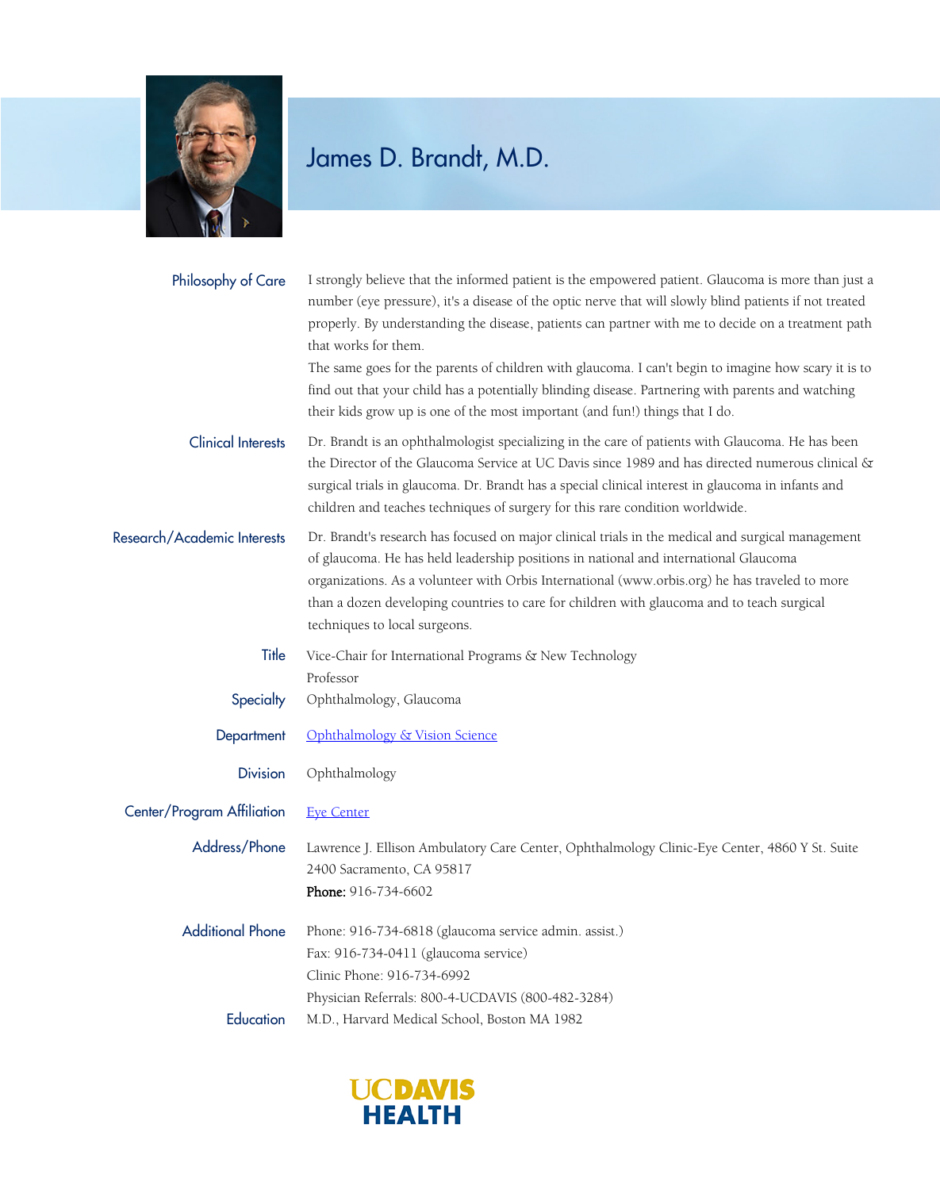# James D. Brandt, M.D.

**Philosophy of Care**

I strongly believe that the informed patient is the empowered patient. Glaucoma is more than just a number (eye pressure), it's a disease of the optic nerve that will slowly blind patients if not treated properly. By understanding the disease, patients can partner with me to decide on a treatment path that works for them.

The same goes for the parents of children with glaucoma. I can't begin to imagine how scary it is to find out that your child has a potentially blinding disease. Partnering with parents and watching their kids grow up is one of the most important (and fun!) things that I do.

**Clinical Interests**

Dr. Brandt is an ophthalmologist specializing in the care of patients with Glaucoma. He has been the Director of the Glaucoma Service at UC Davis since 1989 and has directed numerous clinical & surgical trials in glaucoma. Dr. Brandt has a special clinical interest in glaucoma in infants and children and teaches techniques of surgery for this rare condition worldwide.

**Research/Academic Interests**

Dr. Brandt's research has focused on major clinical trials in the medical and surgical management of glaucoma. He has held leadership positions in national and international Glaucoma organizations. As a volunteer with Orbis International (www.orbis.org) he has traveled to more than a dozen developing countries to care for children with glaucoma and to teach surgical techniques to local surgeons.

**Title**

Vice-Chair for International Programs & New Technology
Professor

**Specialty**

Ophthalmology, Glaucoma

**Department**

Ophthalmology & Vision Science

**Division**

Ophthalmology

**Center/Program Affiliation**

Eye Center

**Address/Phone**

Lawrence J. Ellison Ambulatory Care Center, Ophthalmology Clinic-Eye Center, 4860 Y St. Suite 2400 Sacramento, CA 95817

**Phone:** 916-734-6602

**Additional Phone**

Phone: 916-734-6818 (glaucoma service admin. assist.)
Fax: 916-734-0411 (glaucoma service)
Clinic Phone: 916-734-6992
Physician Referrals: 800-4-UCDAVIS (800-482-3284)

**Education**

M.D., Harvard Medical School, Boston MA 1982

UCDAVIS HEALTH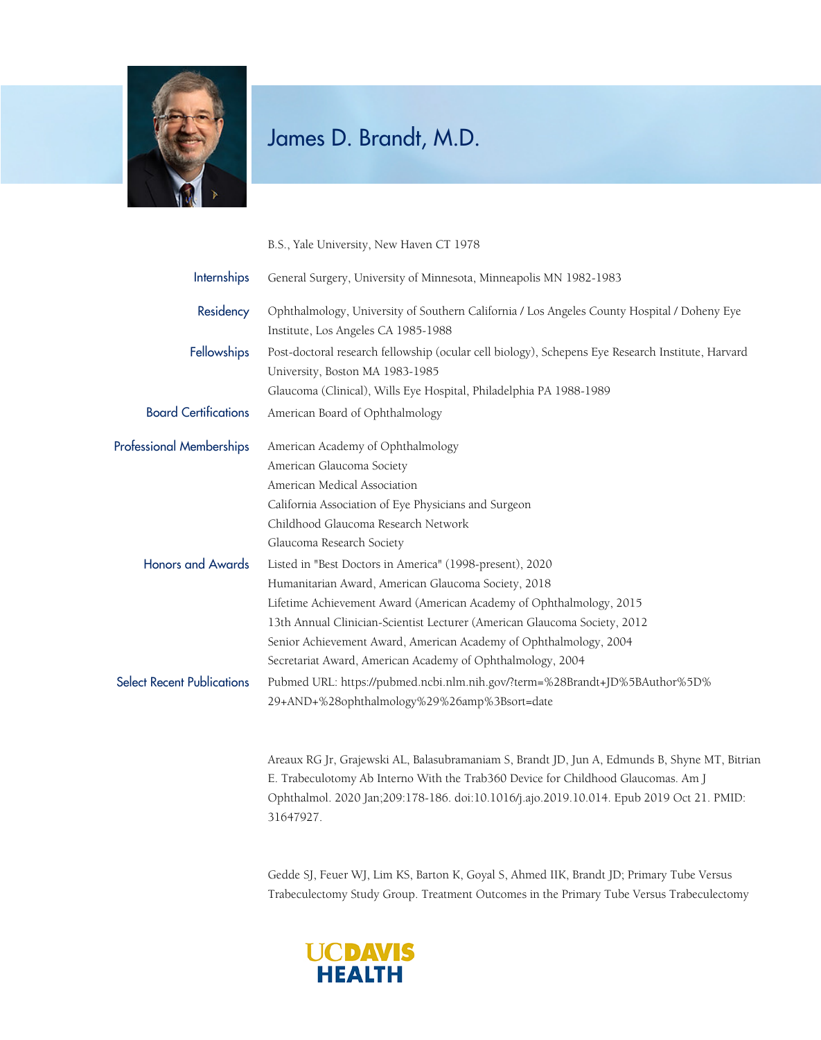# James D. Brandt, M.D.

B.S., Yale University, New Haven CT 1978

**Internships**

General Surgery, University of Minnesota, Minneapolis MN 1982-1983

**Residency**

Ophthalmology, University of Southern California / Los Angeles County Hospital / Doheny Eye Institute, Los Angeles CA 1985-1988

**Fellowships**

Post-doctoral research fellowship (ocular cell biology), Schepens Eye Research Institute, Harvard University, Boston MA 1983-1985

Glaucoma (Clinical), Wills Eye Hospital, Philadelphia PA 1988-1989

**Board Certifications**

American Board of Ophthalmology

**Professional Memberships**

American Academy of Ophthalmology
American Glaucoma Society
American Medical Association
California Association of Eye Physicians and Surgeon
Childhood Glaucoma Research Network
Glaucoma Research Society

**Honors and Awards**

Listed in "Best Doctors in America" (1998-present), 2020
Humanitarian Award, American Glaucoma Society, 2018
Lifetime Achievement Award (American Academy of Ophthalmology, 2015
13th Annual Clinician-Scientist Lecturer (American Glaucoma Society, 2012
Senior Achievement Award, American Academy of Ophthalmology, 2004
Secretariat Award, American Academy of Ophthalmology, 2004

**Select Recent Publications**

Pubmed URL: https://pubmed.ncbi.nlm.nih.gov/?term=%28Brandt+JD%5BAuthor%5D%29+AND+%28ophthalmology%29%26amp%3Bsort=date

Areaux RG Jr, Grajewski AL, Balasubramaniam S, Brandt JD, Jun A, Edmunds B, Shyne MT, Bitrian E. Trabeculotomy Ab Interno With the Trab360 Device for Childhood Glaucomas. Am J Ophthalmol. 2020 Jan;209:178-186. doi:10.1016/j.ajo.2019.10.014. Epub 2019 Oct 21. PMID: 31647927.

Gedde SJ, Feuer WJ, Lim KS, Barton K, Goyal S, Ahmed IIK, Brandt JD; Primary Tube Versus Trabeculectomy Study Group. Treatment Outcomes in the Primary Tube Versus Trabeculectomy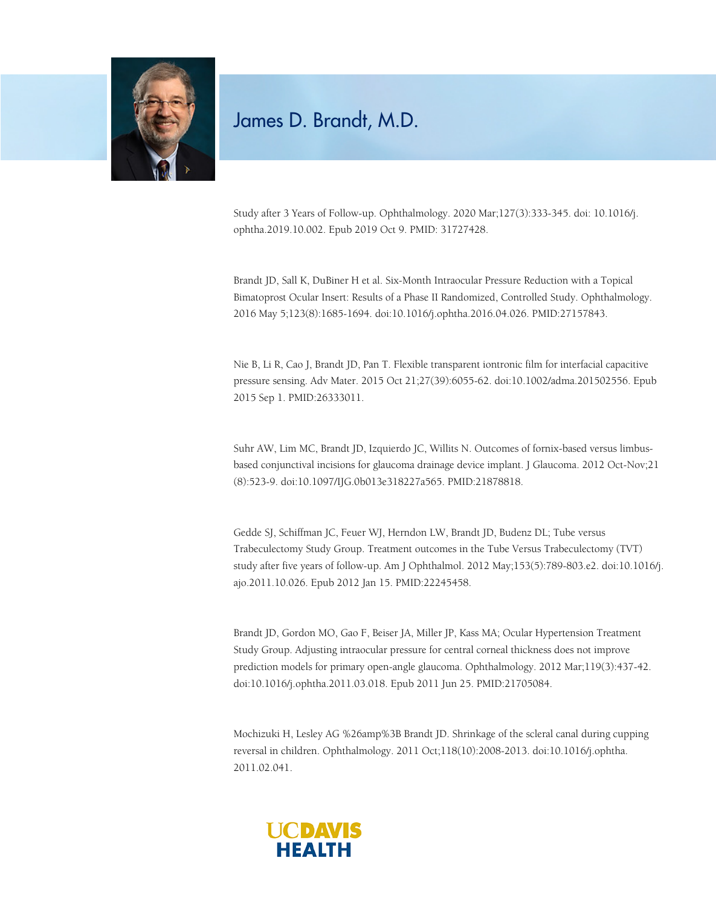Study after 3 Years of Follow-up. Ophthalmology. 2020 Mar;127(3):333-345. doi: 10.1016/j.ophtha.2019.10.002. Epub 2019 Oct 9. PMID: 31727428.

Brandt JD, Sall K, DuBiner H et al. Six-Month Intraocular Pressure Reduction with a Topical Bimatoprost Ocular Insert: Results of a Phase II Randomized, Controlled Study. Ophthalmology. 2016 May 5;123(8):1685-1694. doi:10.1016/j.ophtha.2016.04.026. PMID:27157843.

Nie B, Li R, Cao J, Brandt JD, Pan T. Flexible transparent iontronic film for interfacial capacitive pressure sensing. Adv Mater. 2015 Oct 21;27(39):6055-62. doi:10.1002/adma.201502556. Epub 2015 Sep 1. PMID:26333011.

Suhr AW, Lim MC, Brandt JD, Izquierdo JC, Willits N. Outcomes of fornix-based versus limbus-based conjunctival incisions for glaucoma drainage device implant. J Glaucoma. 2012 Oct-Nov;21(8):523-9. doi:10.1097/IJG.0b013e318227a565. PMID:21878818.

Gedde SJ, Schiffman JC, Feuer WJ, Herndon LW, Brandt JD, Budenz DL; Tube versus Trabeculectomy Study Group. Treatment outcomes in the Tube Versus Trabeculectomy (TVT) study after five years of follow-up. Am J Ophthalmol. 2012 May;153(5):789-803.e2. doi:10.1016/j.ajo.2011.10.026. Epub 2012 Jan 15. PMID:22245458.

Brandt JD, Gordon MO, Gao F, Beiser JA, Miller JP, Kass MA; Ocular Hypertension Treatment Study Group. Adjusting intraocular pressure for central corneal thickness does not improve prediction models for primary open-angle glaucoma. Ophthalmology. 2012 Mar;119(3):437-42. doi:10.1016/j.ophtha.2011.03.018. Epub 2011 Jun 25. PMID:21705084.

Mochizuki H, Lesley AG %26amp%3B Brandt JD. Shrinkage of the scleral canal during cupping reversal in children. Ophthalmology. 2011 Oct;118(10):2008-2013. doi:10.1016/j.ophtha.2011.02.041.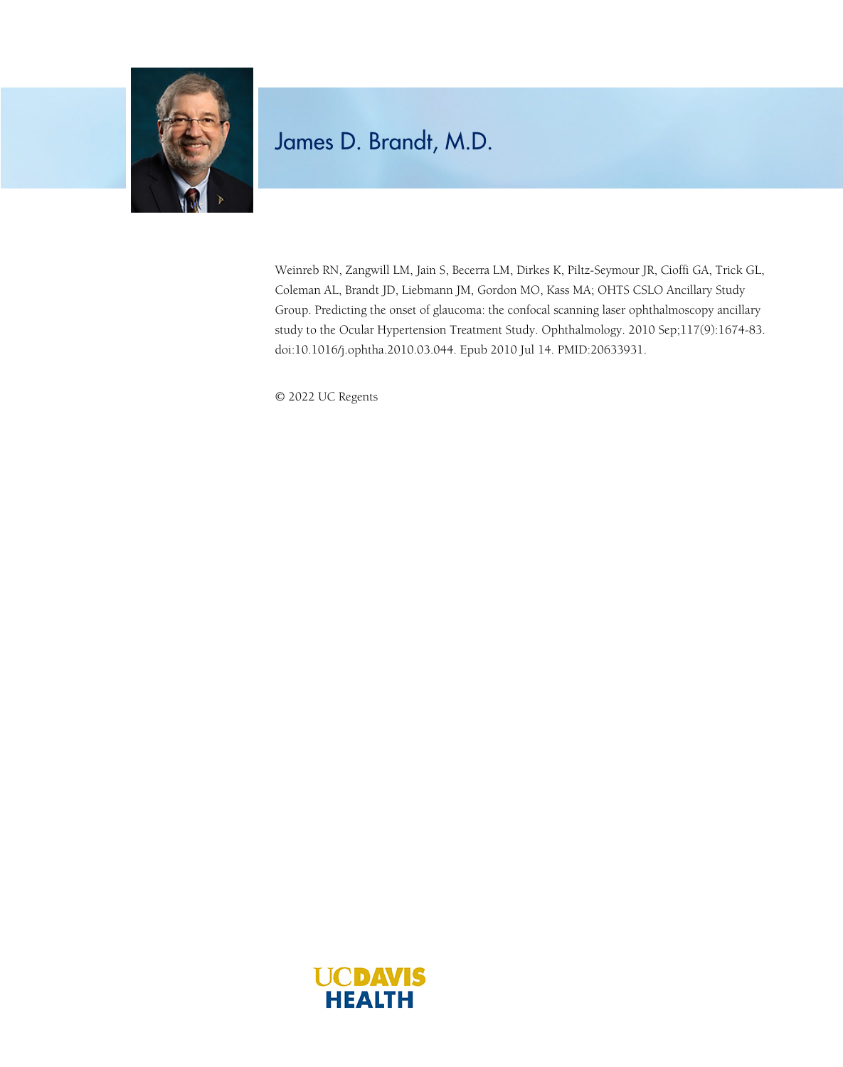# James D. Brandt, M.D.

Weinreb RN, Zangwill LM, Jain S, Becerra LM, Dirkes K, Piltz-Seymour JR, Cioffi GA, Trick GL, Coleman AL, Brandt JD, Liebmann JM, Gordon MO, Kass MA; OHTS CSLO Ancillary Study Group. Predicting the onset of glaucoma: the confocal scanning laser ophthalmoscopy ancillary study to the Ocular Hypertension Treatment Study. Ophthalmology. 2010 Sep;117(9):1674-83. doi:10.1016/j.ophtha.2010.03.044. Epub 2010 Jul 14. PMID:20633931.

© 2022 UC Regents

UC DAVIS HEALTH